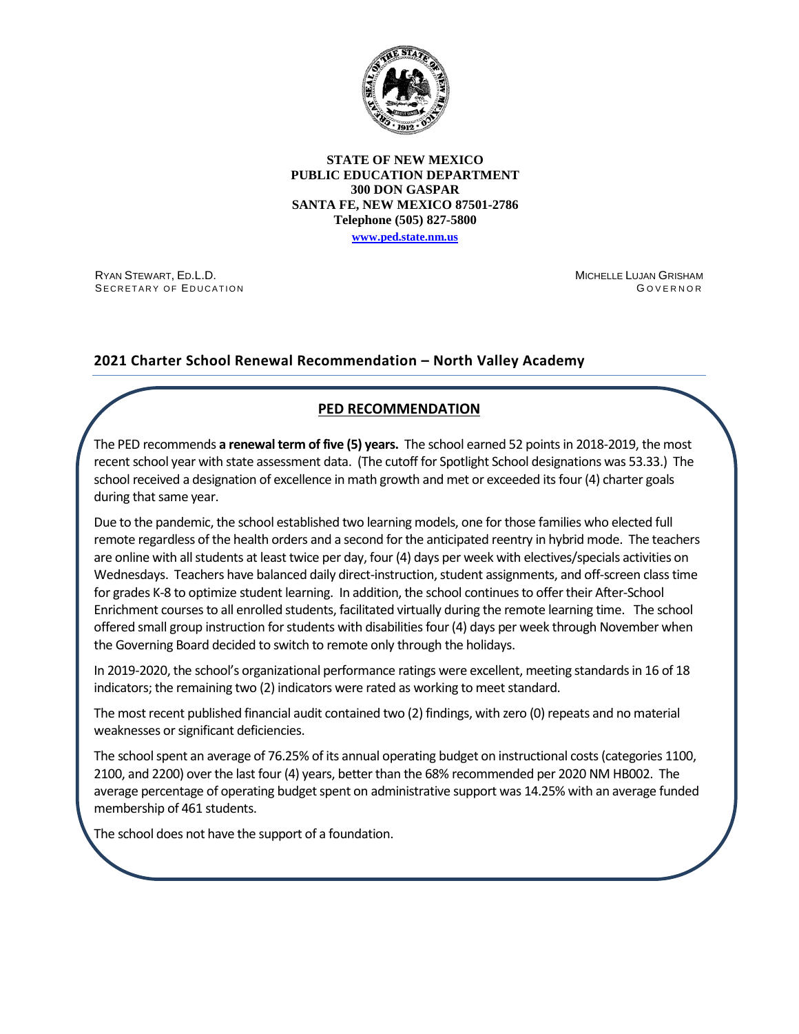**STATE OF NEW MEXICO**
**PUBLIC EDUCATION DEPARTMENT**
**300 DON GASPAR**
**SANTA FE, NEW MEXICO 87501-2786**
**Telephone (505) 827-5800**
**www.ped.state.nm.us**

RYAN STEWART, ED.L.D.
SECRETARY OF EDUCATION

MICHELLE LUJAN GRISHAM
GOVERNOR

## 2021 Charter School Renewal Recommendation – North Valley Academy

### PED RECOMMENDATION

The PED recommends **a renewal term of five (5) years.** The school earned 52 points in 2018-2019, the most recent school year with state assessment data. (The cutoff for Spotlight School designations was 53.33.) The school received a designation of excellence in math growth and met or exceeded its four (4) charter goals during that same year.

Due to the pandemic, the school established two learning models, one for those families who elected full remote regardless of the health orders and a second for the anticipated reentry in hybrid mode. The teachers are online with all students at least twice per day, four (4) days per week with electives/specials activities on Wednesdays. Teachers have balanced daily direct-instruction, student assignments, and off-screen class time for grades K-8 to optimize student learning. In addition, the school continues to offer their After-School Enrichment courses to all enrolled students, facilitated virtually during the remote learning time. The school offered small group instruction for students with disabilities four (4) days per week through November when the Governing Board decided to switch to remote only through the holidays.

In 2019-2020, the school's organizational performance ratings were excellent, meeting standards in 16 of 18 indicators; the remaining two (2) indicators were rated as working to meet standard.

The most recent published financial audit contained two (2) findings, with zero (0) repeats and no material weaknesses or significant deficiencies.

The school spent an average of 76.25% of its annual operating budget on instructional costs (categories 1100, 2100, and 2200) over the last four (4) years, better than the 68% recommended per 2020 NM HB002. The average percentage of operating budget spent on administrative support was 14.25% with an average funded membership of 461 students.

The school does not have the support of a foundation.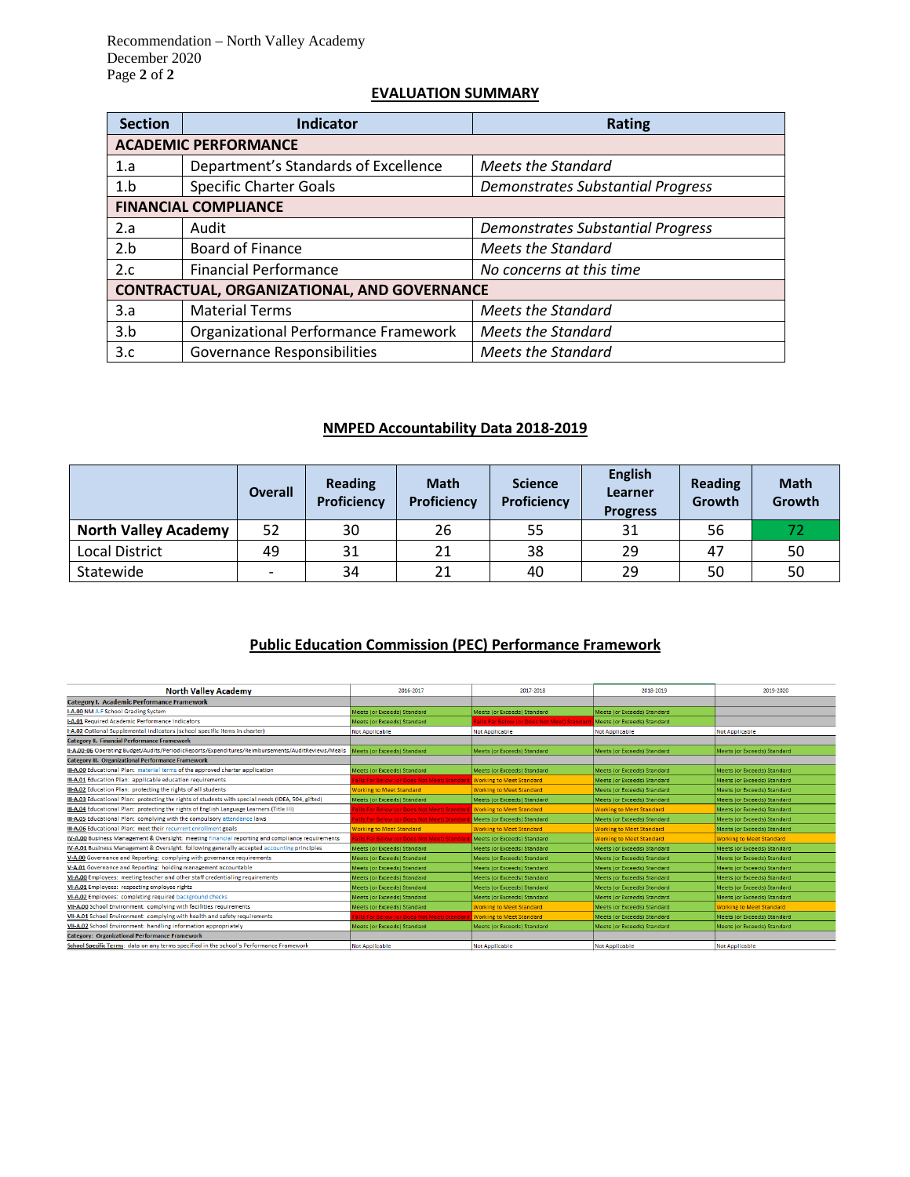## EVALUATION SUMMARY

| Section | Indicator | Rating |
|---|---|---|
| **ACADEMIC PERFORMANCE** | | |
| 1.a | Department's Standards of Excellence | *Meets the Standard* |
| 1.b | Specific Charter Goals | *Demonstrates Substantial Progress* |
| **FINANCIAL COMPLIANCE** | | |
| 2.a | Audit | *Demonstrates Substantial Progress* |
| 2.b | Board of Finance | *Meets the Standard* |
| 2.c | Financial Performance | *No concerns at this time* |
| **CONTRACTUAL, ORGANIZATIONAL, AND GOVERNANCE** | | |
| 3.a | Material Terms | *Meets the Standard* |
| 3.b | Organizational Performance Framework | *Meets the Standard* |
| 3.c | Governance Responsibilities | *Meets the Standard* |

## NMPED Accountability Data 2018-2019

| | Overall | Reading Proficiency | Math Proficiency | Science Proficiency | English Learner Progress | Reading Growth | Math Growth |
|---|---|---|---|---|---|---|---|
| **North Valley Academy** | 52 | 30 | 26 | 55 | 31 | 56 | 72 |
| Local District | 49 | 31 | 21 | 38 | 29 | 47 | 50 |
| Statewide | - | 34 | 21 | 40 | 29 | 50 | 50 |

## Public Education Commission (PEC) Performance Framework

| North Valley Academy | 2016-2017 | 2017-2018 | 2018-2019 | 2019-2020 |
|---|---|---|---|---|
| **Category I. Academic Performance Framework** | | | | |
| I-A.00 NM A-F School Grading System | Meets (or Exceeds) Standard | Meets (or Exceeds) Standard | Meets (or Exceeds) Standard | |
| I-A.01 Required Academic Performance Indicators | Meets (or Exceeds) Standard | Falls Far Below (or Does Not Meet) Standard | Meets (or Exceeds) Standard | |
| I-A.02 Optional Supplemental Indicators (school specific items in charter) | Not Applicable | Not Applicable | Not Applicable | Not Applicable |
| **Category II. Financial Performance Framework** | | | | |
| II-A.00-06 Operating Budget/Audits/PeriodicReports/Expenditures/Reimbursements/AuditReviews/Meals | Meets (or Exceeds) Standard | Meets (or Exceeds) Standard | Meets (or Exceeds) Standard | Meets (or Exceeds) Standard |
| **Category III. Organizational Performance Framework** | | | | |
| III-A.00 Educational Plan: material terms of the approved charter application | Meets (or Exceeds) Standard | Meets (or Exceeds) Standard | Meets (or Exceeds) Standard | Meets (or Exceeds) Standard |
| III-A.01 Education Plan: applicable education requirements | Falls Far Below (or Does Not Meet) Standard | Working to Meet Standard | Meets (or Exceeds) Standard | Meets (or Exceeds) Standard |
| III-A.02 Education Plan: protecting the rights of all students | Working to Meet Standard | Working to Meet Standard | Meets (or Exceeds) Standard | Meets (or Exceeds) Standard |
| III-A.03 Educational Plan: protecting the rights of students with special needs (IDEA, 504, gifted) | Meets (or Exceeds) Standard | Meets (or Exceeds) Standard | Meets (or Exceeds) Standard | Meets (or Exceeds) Standard |
| III-A.04 Educational Plan: protecting the rights of English Language Learners (Title III) | Falls Far Below (or Does Not Meet) Standard | Working to Meet Standard | Working to Meet Standard | Meets (or Exceeds) Standard |
| III-A.05 Educational Plan: complying with the compulsory attendance laws | Falls Far Below (or Does Not Meet) Standard | Meets (or Exceeds) Standard | Meets (or Exceeds) Standard | Meets (or Exceeds) Standard |
| III-A.06 Educational Plan: meet their recurrent enrollment goals | Working to Meet Standard | Working to Meet Standard | Working to Meet Standard | Meets (or Exceeds) Standard |
| IV-A.00 Business Management & Oversight: meeting financial reporting and compliance requirements | Falls Far Below (or Does Not Meet) Standard | Meets (or Exceeds) Standard | Working to Meet Standard | Working to Meet Standard |
| IV-A.01 Business Management & Oversight: following generally accepted accounting principles | Meets (or Exceeds) Standard | Meets (or Exceeds) Standard | Meets (or Exceeds) Standard | Meets (or Exceeds) Standard |
| V-A.00 Governance and Reporting: complying with governance requirements | Meets (or Exceeds) Standard | Meets (or Exceeds) Standard | Meets (or Exceeds) Standard | Meets (or Exceeds) Standard |
| V-A.01 Governance and Reporting: holding management accountable | Meets (or Exceeds) Standard | Meets (or Exceeds) Standard | Meets (or Exceeds) Standard | Meets (or Exceeds) Standard |
| VI-A.00 Employees: meeting teacher and other staff credentialing requirements | Meets (or Exceeds) Standard | Meets (or Exceeds) Standard | Meets (or Exceeds) Standard | Meets (or Exceeds) Standard |
| VI-A.01 Employees: respecting employee rights | Meets (or Exceeds) Standard | Meets (or Exceeds) Standard | Meets (or Exceeds) Standard | Meets (or Exceeds) Standard |
| VI-A.02 Employees: completing required background checks | Meets (or Exceeds) Standard | Meets (or Exceeds) Standard | Meets (or Exceeds) Standard | Meets (or Exceeds) Standard |
| VII-A.00 School Environment: complying with facilities requirements | Meets (or Exceeds) Standard | Working to Meet Standard | Meets (or Exceeds) Standard | Working to Meet Standard |
| VII-A.01 School Environment: complying with health and safety requirements | Falls Far Below (or Does Not Meet) Standard | Working to Meet Standard | Meets (or Exceeds) Standard | Meets (or Exceeds) Standard |
| VII-A.02 School Environment: handling information appropriately | Meets (or Exceeds) Standard | Meets (or Exceeds) Standard | Meets (or Exceeds) Standard | Meets (or Exceeds) Standard |
| **Category: Organizational Performance Framework** | | | | |
| School Specific Terms: data on any terms specified in the school's Performance Framework | Not Applicable | Not Applicable | Not Applicable | Not Applicable |